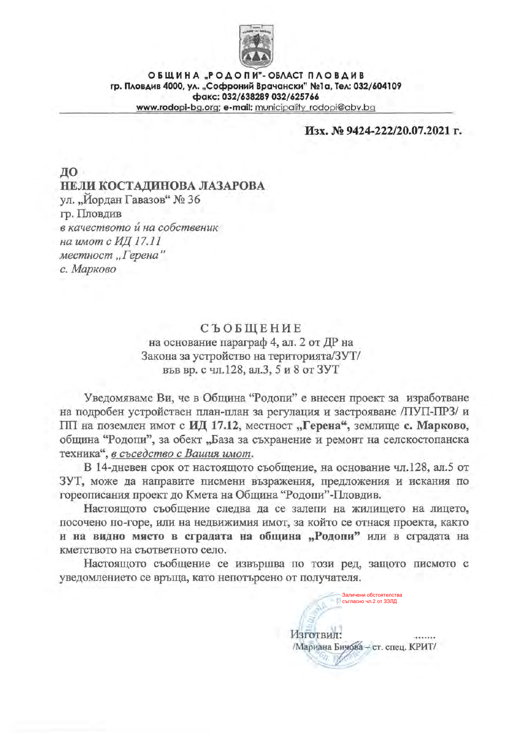**О Б Щ И Н А „Р О Д О П И"- ОБЛАСТ П Л О В Д И В**
**гр. Пловдив 4000, ул. „Софроний Врачански" №1а, Тел: 032/604109**
**факс: 032/638289 032/625766**
**www.rodopi-bg.org; e-mail: municipality_rodopi@abv.bg**

**Изх. № 9424-222/20.07.2021 г.**

**ДО**
**НЕЛИ КОСТАДИНОВА ЛАЗАРОВА**
ул. „Йордан Гавазов" № 36
гр. Пловдив
*в качеството ѝ на собственик*
*на имот с ИД 17.11*
*местност „Герена"*
*с. Марково*

# СЪОБЩЕНИЕ

на основание параграф 4, ал. 2 от ДР на
Закона за устройството на територията/ЗУТ/
във вр. с чл.128, ал.3, 5 и 8 от ЗУТ

Уведомяваме Ви, че в Община "Родопи" е внесен проект за изработване на подробен устройствен план-план за регулация и застрояване /ПУП-ПРЗ/ и ПП на поземлен имот с **ИД 17.12**, местност **„Герена"**, землище **с. Марково**, община "Родопи", за обект **„База за съхранение и ремонт на селскостопанска техника"**, ***в съседство с Вашия имот***.

В 14-дневен срок от настоящото съобщение, на основание чл.128, ал.5 от ЗУТ, може да направите писмени възражения, предложения и искания по гореописания проект до Кмета на Община "Родопи"-Пловдив.

Настоящото съобщение следва да се залепи на жилището на лицето, посочено по-горе, или на недвижимия имот, за който се отнася проекта, както и **на видно място в сградата на община „Родопи"** или в сградата на кметството на съответното село.

Настоящото съобщение се извършва по този ред, защото писмото с уведомлението се връща, като непотърсено от получателя.

Заличени обстоятелства съгласно чл.2 от ЗЗЛД

Изготвил: .......
/Мариана Бичова – ст. спец. КРИТ/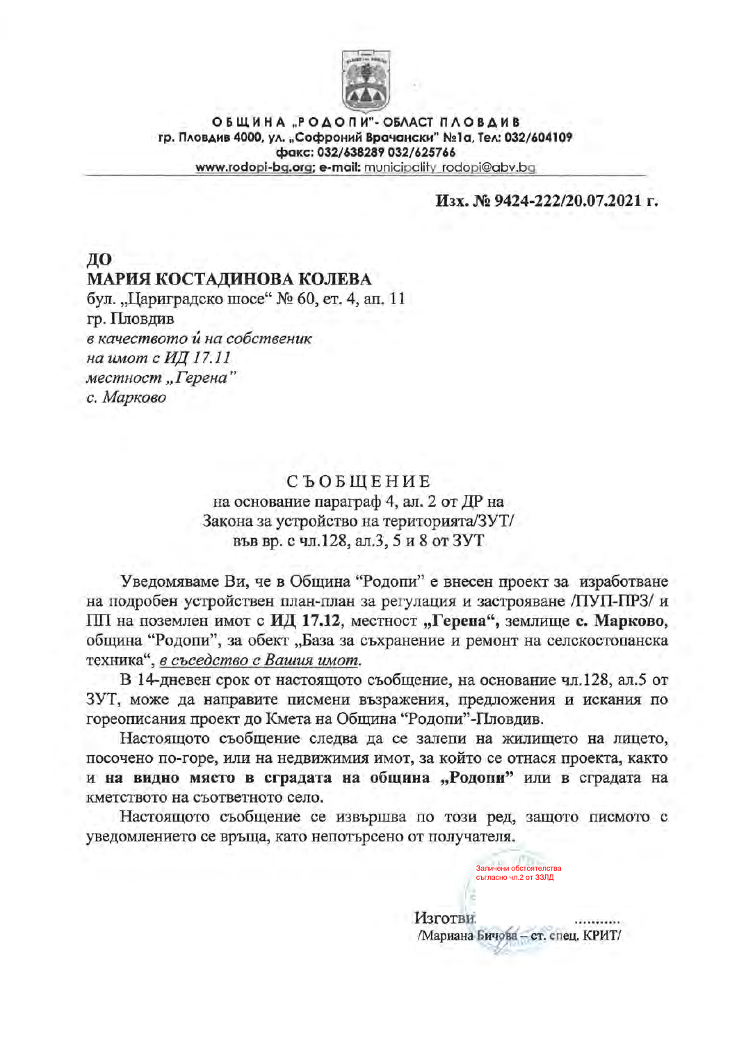**ОБЩИНА „РОДОПИ"- ОБЛАСТ ПЛОВДИВ**
**гр. Пловдив 4000, ул. „Софроний Врачански" №1а, Тел: 032/604109**
**факс: 032/638289 032/625766**
**www.rodopi-bg.org; e-mail:** municipality_rodopi@abv.bg

**Изх. № 9424-222/20.07.2021 г.**

**ДО**
**МАРИЯ КОСТАДИНОВА КОЛЕВА**
бул. „Цариградско шосе" № 60, ет. 4, ап. 11
гр. Пловдив
*в качеството ѝ на собственик*
*на имот с ИД 17.11*
*местност „Герена"*
*с. Марково*

# СЪОБЩЕНИЕ

на основание параграф 4, ал. 2 от ДР на
Закона за устройство на територията/ЗУТ/
във вр. с чл.128, ал.3, 5 и 8 от ЗУТ

Уведомяваме Ви, че в Община "Родопи" е внесен проект за изработване на подробен устройствен план-план за регулация и застрояване /ПУП-ПРЗ/ и ПП на поземлен имот с **ИД 17.12**, местност **„Герена"**, землище **с. Марково**, община "Родопи", за обект „База за съхранение и ремонт на селскостопанска техника", ***в съседство с Вашия имот.***

В 14-дневен срок от настоящото съобщение, на основание чл.128, ал.5 от ЗУТ, може да направите писмени възражения, предложения и искания по гореописания проект до Кмета на Община "Родопи"-Пловдив.

Настоящото съобщение следва да се залепи на жилището на лицето, посочено по-горе, или на недвижимия имот, за който се отнася проекта, както и **на видно място в сградата на община „Родопи"** или в сградата на кметството на съответното село.

Настоящото съобщение се извършва по този ред, защото писмото с уведомлението се връща, като непотърсено от получателя.

Заличени обстоятелства съгласно чл.2 от ЗЗЛД

Изготви ..........
/Мариана Бичова – ст. спец. КРИТ/